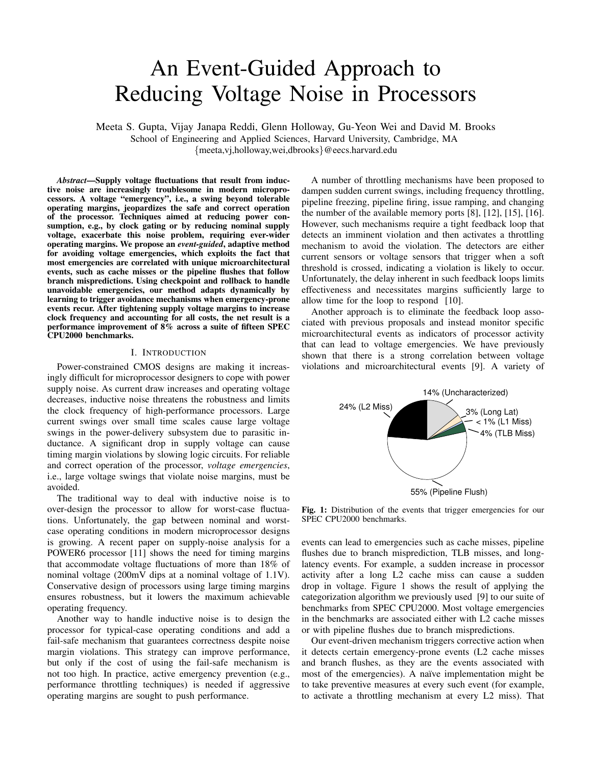# An Event-Guided Approach to Reducing Voltage Noise in Processors

Meeta S. Gupta, Vijay Janapa Reddi, Glenn Holloway, Gu-Yeon Wei and David M. Brooks
School of Engineering and Applied Sciences, Harvard University, Cambridge, MA
{meeta,vj,holloway,wei,dbrooks}@eecs.harvard.edu

***Abstract*—Supply voltage fluctuations that result from inductive noise are increasingly troublesome in modern microprocessors. A voltage "emergency", i.e., a swing beyond tolerable operating margins, jeopardizes the safe and correct operation of the processor. Techniques aimed at reducing power consumption, e.g., by clock gating or by reducing nominal supply voltage, exacerbate this noise problem, requiring ever-wider operating margins. We propose an *event-guided*, adaptive method for avoiding voltage emergencies, which exploits the fact that most emergencies are correlated with unique microarchitectural events, such as cache misses or the pipeline flushes that follow branch mispredictions. Using checkpoint and rollback to handle unavoidable emergencies, our method adapts dynamically by learning to trigger avoidance mechanisms when emergency-prone events recur. After tightening supply voltage margins to increase clock frequency and accounting for all costs, the net result is a performance improvement of 8% across a suite of fifteen SPEC CPU2000 benchmarks.**

## I. Introduction

Power-constrained CMOS designs are making it increasingly difficult for microprocessor designers to cope with power supply noise. As current draw increases and operating voltage decreases, inductive noise threatens the robustness and limits the clock frequency of high-performance processors. Large current swings over small time scales cause large voltage swings in the power-delivery subsystem due to parasitic inductance. A significant drop in supply voltage can cause timing margin violations by slowing logic circuits. For reliable and correct operation of the processor, *voltage emergencies*, i.e., large voltage swings that violate noise margins, must be avoided.

The traditional way to deal with inductive noise is to over-design the processor to allow for worst-case fluctuations. Unfortunately, the gap between nominal and worst-case operating conditions in modern microprocessor designs is growing. A recent paper on supply-noise analysis for a POWER6 processor [11] shows the need for timing margins that accommodate voltage fluctuations of more than 18% of nominal voltage (200mV dips at a nominal voltage of 1.1V). Conservative design of processors using large timing margins ensures robustness, but it lowers the maximum achievable operating frequency.

Another way to handle inductive noise is to design the processor for typical-case operating conditions and add a fail-safe mechanism that guarantees correctness despite noise margin violations. This strategy can improve performance, but only if the cost of using the fail-safe mechanism is not too high. In practice, active emergency prevention (e.g., performance throttling techniques) is needed if aggressive operating margins are sought to push performance.

A number of throttling mechanisms have been proposed to dampen sudden current swings, including frequency throttling, pipeline freezing, pipeline firing, issue ramping, and changing the number of the available memory ports [8], [12], [15], [16]. However, such mechanisms require a tight feedback loop that detects an imminent violation and then activates a throttling mechanism to avoid the violation. The detectors are either current sensors or voltage sensors that trigger when a soft threshold is crossed, indicating a violation is likely to occur. Unfortunately, the delay inherent in such feedback loops limits effectiveness and necessitates margins sufficiently large to allow time for the loop to respond [10].

Another approach is to eliminate the feedback loop associated with previous proposals and instead monitor specific microarchitectural events as indicators of processor activity that can lead to voltage emergencies. We have previously shown that there is a strong correlation between voltage violations and microarchitectural events [9]. A variety of events can lead to emergencies such as cache misses, pipeline flushes due to branch misprediction, TLB misses, and long-latency events. For example, a sudden increase in processor activity after a long L2 cache miss can cause a sudden drop in voltage. Figure 1 shows the result of applying the categorization algorithm we previously used [9] to our suite of benchmarks from SPEC CPU2000. Most voltage emergencies in the benchmarks are associated either with L2 cache misses or with pipeline flushes due to branch mispredictions.

14% (Uncharacterized)
24% (L2 Miss)
3% (Long Lat)
< 1% (L1 Miss)
4% (TLB Miss)
55% (Pipeline Flush)

**Fig. 1:** Distribution of the events that trigger emergencies for our SPEC CPU2000 benchmarks.

Our event-driven mechanism triggers corrective action when it detects certain emergency-prone events (L2 cache misses and branch flushes, as they are the events associated with most of the emergencies). A naïve implementation might be to take preventive measures at every such event (for example, to activate a throttling mechanism at every L2 miss). That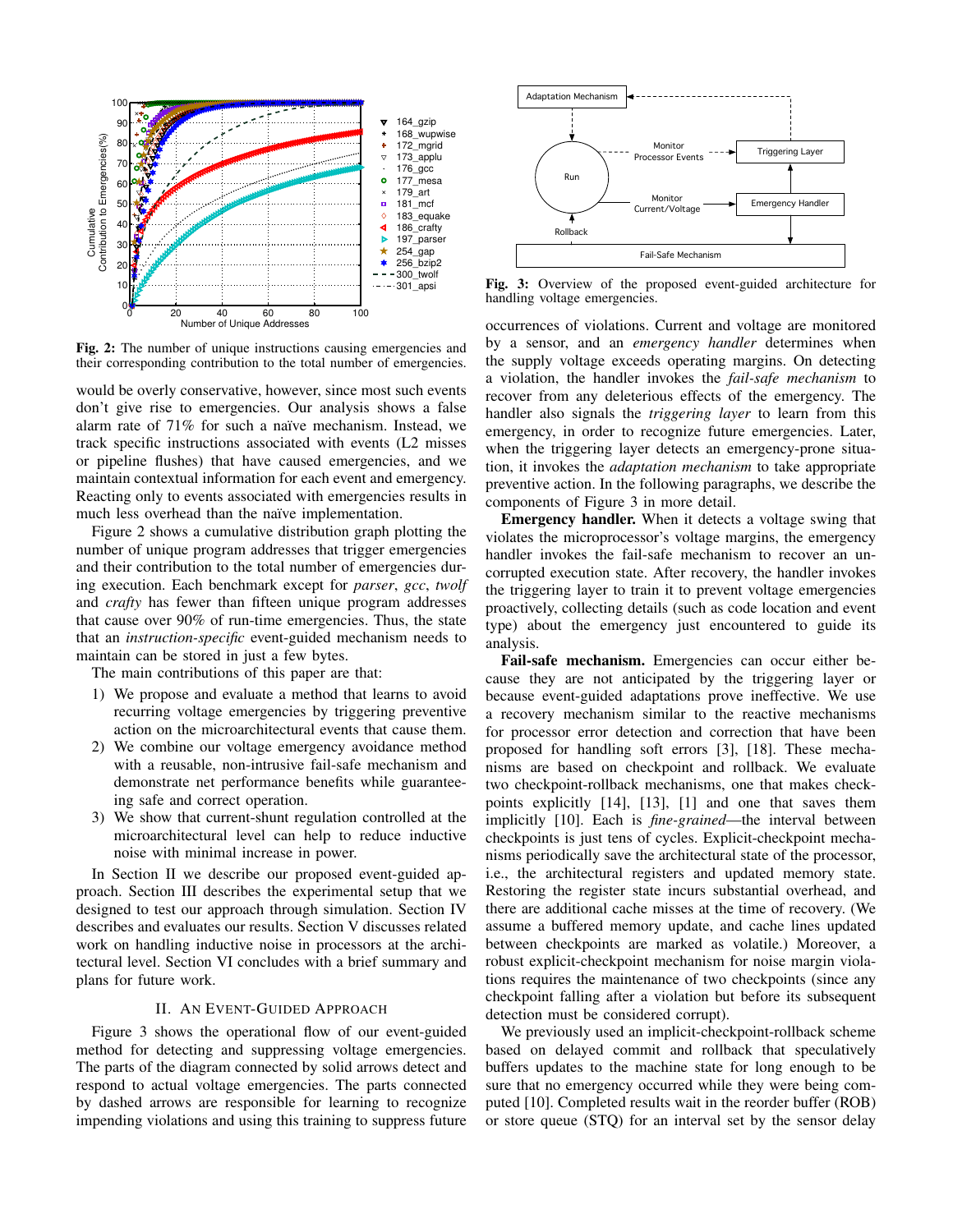Cumulative Contribution to Emergencies(%)

100
90
80
70
60
50
40
30
20
10
0

0 20 40 60 80 100

Number of Unique Addresses

164_gzip
168_wupwise
172_mgrid
173_applu
176_gcc
177_mesa
179_art
181_mcf
183_equake
186_crafty
197_parser
254_gap
256_bzip2
300_twolf
301_apsi

**Fig. 2:** The number of unique instructions causing emergencies and their corresponding contribution to the total number of emergencies.

Adaptation Mechanism

Run

Monitor Processor Events

Triggering Layer

Monitor Current/Voltage

Emergency Handler

Rollback

Fail-Safe Mechanism

**Fig. 3:** Overview of the proposed event-guided architecture for handling voltage emergencies.

would be overly conservative, however, since most such events don't give rise to emergencies. Our analysis shows a false alarm rate of 71% for such a naïve mechanism. Instead, we track specific instructions associated with events (L2 misses or pipeline flushes) that have caused emergencies, and we maintain contextual information for each event and emergency. Reacting only to events associated with emergencies results in much less overhead than the naïve implementation.

Figure 2 shows a cumulative distribution graph plotting the number of unique program addresses that trigger emergencies and their contribution to the total number of emergencies during execution. Each benchmark except for *parser*, *gcc*, *twolf* and *crafty* has fewer than fifteen unique program addresses that cause over 90% of run-time emergencies. Thus, the state that an *instruction-specific* event-guided mechanism needs to maintain can be stored in just a few bytes.

The main contributions of this paper are that:

1) We propose and evaluate a method that learns to avoid recurring voltage emergencies by triggering preventive action on the microarchitectural events that cause them.
2) We combine our voltage emergency avoidance method with a reusable, non-intrusive fail-safe mechanism and demonstrate net performance benefits while guaranteeing safe and correct operation.
3) We show that current-shunt regulation controlled at the microarchitectural level can help to reduce inductive noise with minimal increase in power.

In Section II we describe our proposed event-guided approach. Section III describes the experimental setup that we designed to test our approach through simulation. Section IV describes and evaluates our results. Section V discusses related work on handling inductive noise in processors at the architectural level. Section VI concludes with a brief summary and plans for future work.

## II. An Event-Guided Approach

Figure 3 shows the operational flow of our event-guided method for detecting and suppressing voltage emergencies. The parts of the diagram connected by solid arrows detect and respond to actual voltage emergencies. The parts connected by dashed arrows are responsible for learning to recognize impending violations and using this training to suppress future occurrences of violations. Current and voltage are monitored by a sensor, and an *emergency handler* determines when the supply voltage exceeds operating margins. On detecting a violation, the handler invokes the *fail-safe mechanism* to recover from any deleterious effects of the emergency. The handler also signals the *triggering layer* to learn from this emergency, in order to recognize future emergencies. Later, when the triggering layer detects an emergency-prone situation, it invokes the *adaptation mechanism* to take appropriate preventive action. In the following paragraphs, we describe the components of Figure 3 in more detail.

**Emergency handler.** When it detects a voltage swing that violates the microprocessor's voltage margins, the emergency handler invokes the fail-safe mechanism to recover an uncorrupted execution state. After recovery, the handler invokes the triggering layer to train it to prevent voltage emergencies proactively, collecting details (such as code location and event type) about the emergency just encountered to guide its analysis.

**Fail-safe mechanism.** Emergencies can occur either because they are not anticipated by the triggering layer or because event-guided adaptations prove ineffective. We use a recovery mechanism similar to the reactive mechanisms for processor error detection and correction that have been proposed for handling soft errors [3], [18]. These mechanisms are based on checkpoint and rollback. We evaluate two checkpoint-rollback mechanisms, one that makes checkpoints explicitly [14], [13], [1] and one that saves them implicitly [10]. Each is *fine-grained*—the interval between checkpoints is just tens of cycles. Explicit-checkpoint mechanisms periodically save the architectural state of the processor, i.e., the architectural registers and updated memory state. Restoring the register state incurs substantial overhead, and there are additional cache misses at the time of recovery. (We assume a buffered memory update, and cache lines updated between checkpoints are marked as volatile.) Moreover, a robust explicit-checkpoint mechanism for noise margin violations requires the maintenance of two checkpoints (since any checkpoint falling after a violation but before its subsequent detection must be considered corrupt).

We previously used an implicit-checkpoint-rollback scheme based on delayed commit and rollback that speculatively buffers updates to the machine state for long enough to be sure that no emergency occurred while they were being computed [10]. Completed results wait in the reorder buffer (ROB) or store queue (STQ) for an interval set by the sensor delay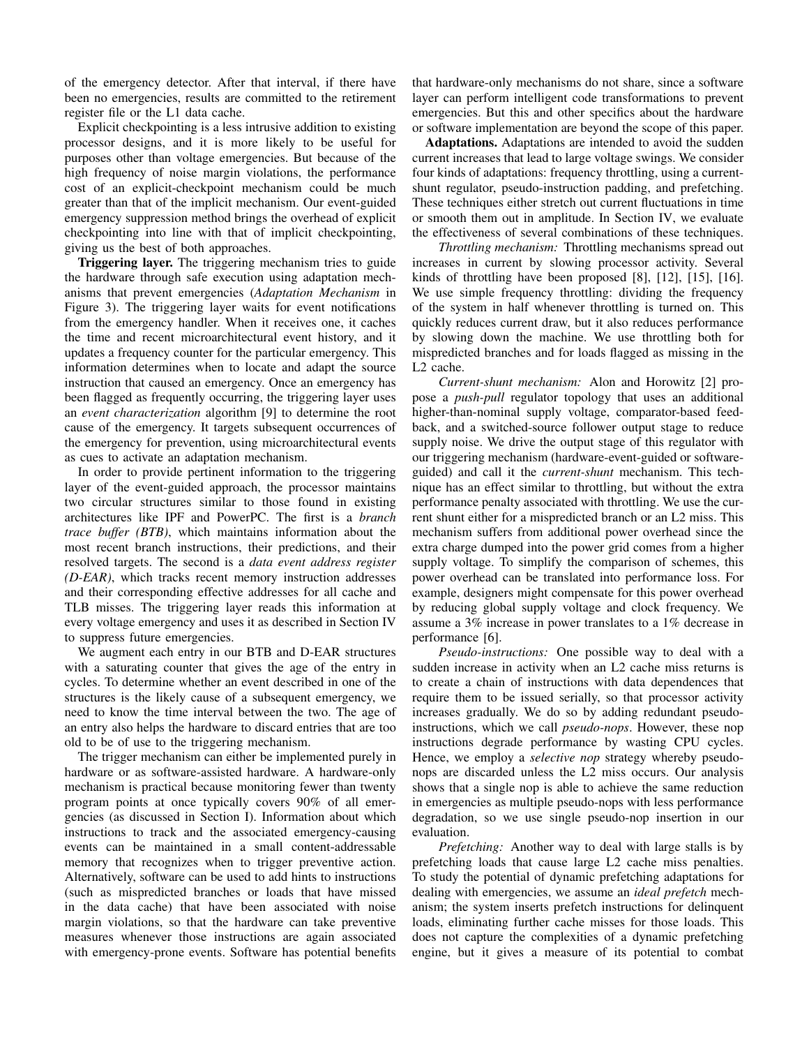of the emergency detector. After that interval, if there have been no emergencies, results are committed to the retirement register file or the L1 data cache.

Explicit checkpointing is a less intrusive addition to existing processor designs, and it is more likely to be useful for purposes other than voltage emergencies. But because of the high frequency of noise margin violations, the performance cost of an explicit-checkpoint mechanism could be much greater than that of the implicit mechanism. Our event-guided emergency suppression method brings the overhead of explicit checkpointing into line with that of implicit checkpointing, giving us the best of both approaches.

**Triggering layer.** The triggering mechanism tries to guide the hardware through safe execution using adaptation mechanisms that prevent emergencies (*Adaptation Mechanism* in Figure 3). The triggering layer waits for event notifications from the emergency handler. When it receives one, it caches the time and recent microarchitectural event history, and it updates a frequency counter for the particular emergency. This information determines when to locate and adapt the source instruction that caused an emergency. Once an emergency has been flagged as frequently occurring, the triggering layer uses an *event characterization* algorithm [9] to determine the root cause of the emergency. It targets subsequent occurrences of the emergency for prevention, using microarchitectural events as cues to activate an adaptation mechanism.

In order to provide pertinent information to the triggering layer of the event-guided approach, the processor maintains two circular structures similar to those found in existing architectures like IPF and PowerPC. The first is a *branch trace buffer (BTB)*, which maintains information about the most recent branch instructions, their predictions, and their resolved targets. The second is a *data event address register (D-EAR)*, which tracks recent memory instruction addresses and their corresponding effective addresses for all cache and TLB misses. The triggering layer reads this information at every voltage emergency and uses it as described in Section IV to suppress future emergencies.

We augment each entry in our BTB and D-EAR structures with a saturating counter that gives the age of the entry in cycles. To determine whether an event described in one of the structures is the likely cause of a subsequent emergency, we need to know the time interval between the two. The age of an entry also helps the hardware to discard entries that are too old to be of use to the triggering mechanism.

The trigger mechanism can either be implemented purely in hardware or as software-assisted hardware. A hardware-only mechanism is practical because monitoring fewer than twenty program points at once typically covers 90% of all emergencies (as discussed in Section I). Information about which instructions to track and the associated emergency-causing events can be maintained in a small content-addressable memory that recognizes when to trigger preventive action. Alternatively, software can be used to add hints to instructions (such as mispredicted branches or loads that have missed in the data cache) that have been associated with noise margin violations, so that the hardware can take preventive measures whenever those instructions are again associated with emergency-prone events. Software has potential benefits that hardware-only mechanisms do not share, since a software layer can perform intelligent code transformations to prevent emergencies. But this and other specifics about the hardware or software implementation are beyond the scope of this paper.

**Adaptations.** Adaptations are intended to avoid the sudden current increases that lead to large voltage swings. We consider four kinds of adaptations: frequency throttling, using a current-shunt regulator, pseudo-instruction padding, and prefetching. These techniques either stretch out current fluctuations in time or smooth them out in amplitude. In Section IV, we evaluate the effectiveness of several combinations of these techniques.

*Throttling mechanism:* Throttling mechanisms spread out increases in current by slowing processor activity. Several kinds of throttling have been proposed [8], [12], [15], [16]. We use simple frequency throttling: dividing the frequency of the system in half whenever throttling is turned on. This quickly reduces current draw, but it also reduces performance by slowing down the machine. We use throttling both for mispredicted branches and for loads flagged as missing in the L2 cache.

*Current-shunt mechanism:* Alon and Horowitz [2] propose a *push-pull* regulator topology that uses an additional higher-than-nominal supply voltage, comparator-based feedback, and a switched-source follower output stage to reduce supply noise. We drive the output stage of this regulator with our triggering mechanism (hardware-event-guided or software-guided) and call it the *current-shunt* mechanism. This technique has an effect similar to throttling, but without the extra performance penalty associated with throttling. We use the current shunt either for a mispredicted branch or an L2 miss. This mechanism suffers from additional power overhead since the extra charge dumped into the power grid comes from a higher supply voltage. To simplify the comparison of schemes, this power overhead can be translated into performance loss. For example, designers might compensate for this power overhead by reducing global supply voltage and clock frequency. We assume a 3% increase in power translates to a 1% decrease in performance [6].

*Pseudo-instructions:* One possible way to deal with a sudden increase in activity when an L2 cache miss returns is to create a chain of instructions with data dependences that require them to be issued serially, so that processor activity increases gradually. We do so by adding redundant pseudo-instructions, which we call *pseudo-nops*. However, these nop instructions degrade performance by wasting CPU cycles. Hence, we employ a *selective nop* strategy whereby pseudo-nops are discarded unless the L2 miss occurs. Our analysis shows that a single nop is able to achieve the same reduction in emergencies as multiple pseudo-nops with less performance degradation, so we use single pseudo-nop insertion in our evaluation.

*Prefetching:* Another way to deal with large stalls is by prefetching loads that cause large L2 cache miss penalties. To study the potential of dynamic prefetching adaptations for dealing with emergencies, we assume an *ideal prefetch* mechanism; the system inserts prefetch instructions for delinquent loads, eliminating further cache misses for those loads. This does not capture the complexities of a dynamic prefetching engine, but it gives a measure of its potential to combat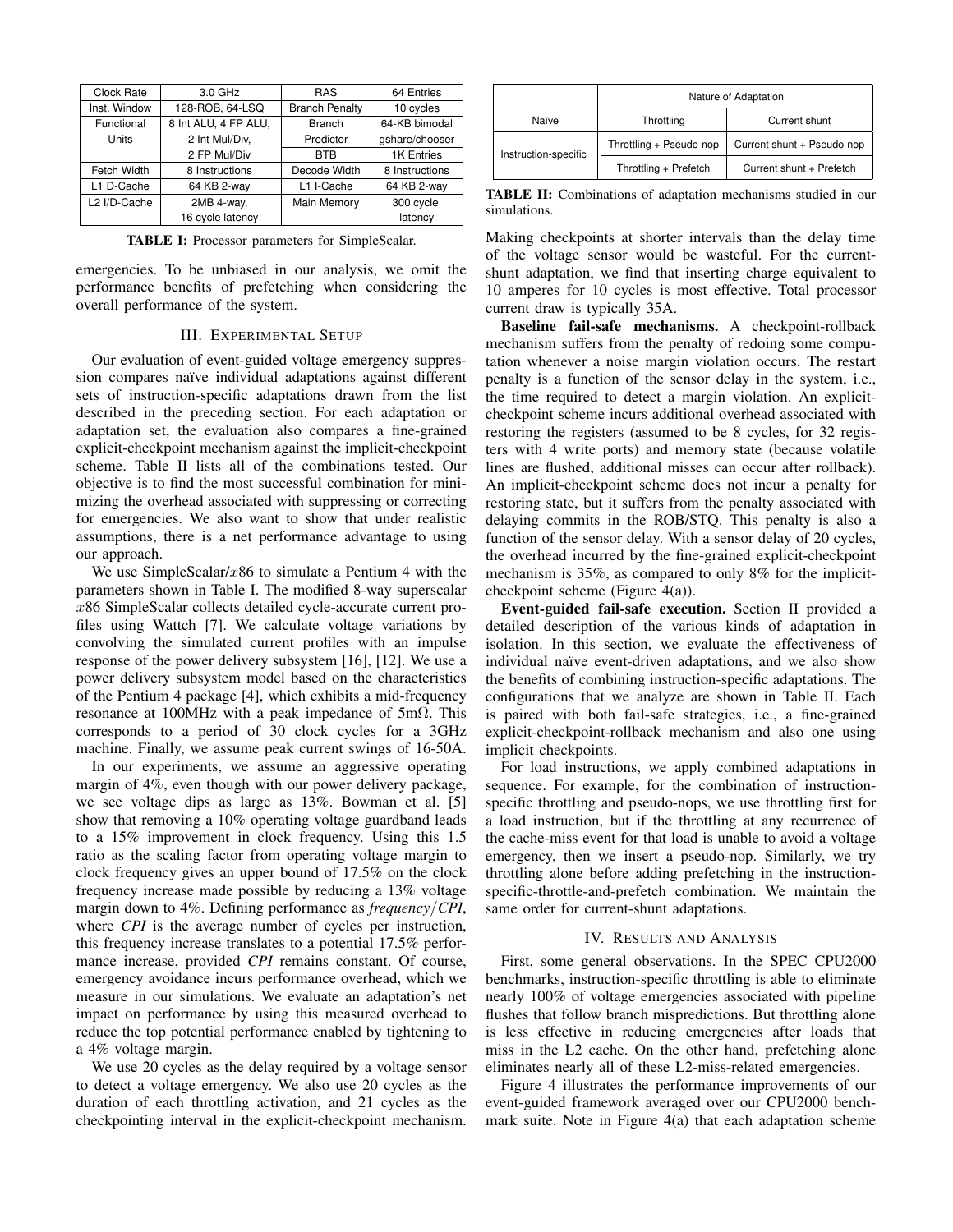| Clock Rate | 3.0 GHz | RAS | 64 Entries |
|---|---|---|---|
| Inst. Window | 128-ROB, 64-LSQ | Branch Penalty | 10 cycles |
| Functional Units | 8 Int ALU, 4 FP ALU, 2 Int Mul/Div, 2 FP Mul/Div | Branch Predictor | 64-KB bimodal gshare/chooser |
| | | BTB | 1K Entries |
| Fetch Width | 8 Instructions | Decode Width | 8 Instructions |
| L1 D-Cache | 64 KB 2-way | L1 I-Cache | 64 KB 2-way |
| L2 I/D-Cache | 2MB 4-way, 16 cycle latency | Main Memory | 300 cycle latency |

**TABLE I:** Processor parameters for SimpleScalar.

emergencies. To be unbiased in our analysis, we omit the performance benefits of prefetching when considering the overall performance of the system.

## III. Experimental Setup

Our evaluation of event-guided voltage emergency suppression compares naïve individual adaptations against different sets of instruction-specific adaptations drawn from the list described in the preceding section. For each adaptation or adaptation set, the evaluation also compares a fine-grained explicit-checkpoint mechanism against the implicit-checkpoint scheme. Table II lists all of the combinations tested. Our objective is to find the most successful combination for minimizing the overhead associated with suppressing or correcting for emergencies. We also want to show that under realistic assumptions, there is a net performance advantage to using our approach.

We use SimpleScalar/$x86$ to simulate a Pentium 4 with the parameters shown in Table I. The modified 8-way superscalar $x86$ SimpleScalar collects detailed cycle-accurate current profiles using Wattch [7]. We calculate voltage variations by convolving the simulated current profiles with an impulse response of the power delivery subsystem [16], [12]. We use a power delivery subsystem model based on the characteristics of the Pentium 4 package [4], which exhibits a mid-frequency resonance at 100MHz with a peak impedance of 5m$\Omega$. This corresponds to a period of 30 clock cycles for a 3GHz machine. Finally, we assume peak current swings of 16-50A.

In our experiments, we assume an aggressive operating margin of 4%, even though with our power delivery package, we see voltage dips as large as 13%. Bowman et al. [5] show that removing a 10% operating voltage guardband leads to a 15% improvement in clock frequency. Using this 1.5 ratio as the scaling factor from operating voltage margin to clock frequency gives an upper bound of 17.5% on the clock frequency increase made possible by reducing a 13% voltage margin down to 4%. Defining performance as *frequency*/*CPI*, where *CPI* is the average number of cycles per instruction, this frequency increase translates to a potential 17.5% performance increase, provided *CPI* remains constant. Of course, emergency avoidance incurs performance overhead, which we measure in our simulations. We evaluate an adaptation's net impact on performance by using this measured overhead to reduce the top potential performance enabled by tightening to a 4% voltage margin.

We use 20 cycles as the delay required by a voltage sensor to detect a voltage emergency. We also use 20 cycles as the duration of each throttling activation, and 21 cycles as the checkpointing interval in the explicit-checkpoint mechanism.

| | Nature of Adaptation | |
|---|---|---|
| Naïve | Throttling | Current shunt |
| Instruction-specific | Throttling + Pseudo-nop | Current shunt + Pseudo-nop |
| | Throttling + Prefetch | Current shunt + Prefetch |

**TABLE II:** Combinations of adaptation mechanisms studied in our simulations.

Making checkpoints at shorter intervals than the delay time of the voltage sensor would be wasteful. For the current-shunt adaptation, we find that inserting charge equivalent to 10 amperes for 10 cycles is most effective. Total processor current draw is typically 35A.

**Baseline fail-safe mechanisms.** A checkpoint-rollback mechanism suffers from the penalty of redoing some computation whenever a noise margin violation occurs. The restart penalty is a function of the sensor delay in the system, i.e., the time required to detect a margin violation. An explicit-checkpoint scheme incurs additional overhead associated with restoring the registers (assumed to be 8 cycles, for 32 registers with 4 write ports) and memory state (because volatile lines are flushed, additional misses can occur after rollback). An implicit-checkpoint scheme does not incur a penalty for restoring state, but it suffers from the penalty associated with delaying commits in the ROB/STQ. This penalty is also a function of the sensor delay. With a sensor delay of 20 cycles, the overhead incurred by the fine-grained explicit-checkpoint mechanism is 35%, as compared to only 8% for the implicit-checkpoint scheme (Figure 4(a)).

**Event-guided fail-safe execution.** Section II provided a detailed description of the various kinds of adaptation in isolation. In this section, we evaluate the effectiveness of individual naïve event-driven adaptations, and we also show the benefits of combining instruction-specific adaptations. The configurations that we analyze are shown in Table II. Each is paired with both fail-safe strategies, i.e., a fine-grained explicit-checkpoint-rollback mechanism and also one using implicit checkpoints.

For load instructions, we apply combined adaptations in sequence. For example, for the combination of instruction-specific throttling and pseudo-nops, we use throttling first for a load instruction, but if the throttling at any recurrence of the cache-miss event for that load is unable to avoid a voltage emergency, then we insert a pseudo-nop. Similarly, we try throttling alone before adding prefetching in the instruction-specific-throttle-and-prefetch combination. We maintain the same order for current-shunt adaptations.

## IV. Results and Analysis

First, some general observations. In the SPEC CPU2000 benchmarks, instruction-specific throttling is able to eliminate nearly 100% of voltage emergencies associated with pipeline flushes that follow branch mispredictions. But throttling alone is less effective in reducing emergencies after loads that miss in the L2 cache. On the other hand, prefetching alone eliminates nearly all of these L2-miss-related emergencies.

Figure 4 illustrates the performance improvements of our event-guided framework averaged over our CPU2000 benchmark suite. Note in Figure 4(a) that each adaptation scheme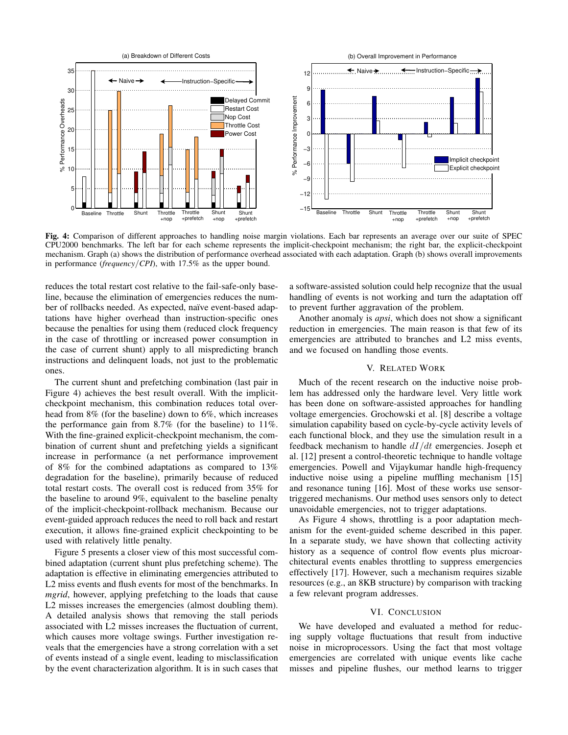**Fig. 4:** Comparison of different approaches to handling noise margin violations. Each bar represents an average over our suite of SPEC CPU2000 benchmarks. The left bar for each scheme represents the implicit-checkpoint mechanism; the right bar, the explicit-checkpoint mechanism. Graph (a) shows the distribution of performance overhead associated with each adaptation. Graph (b) shows overall improvements in performance (*frequency*/*CPI*), with 17.5% as the upper bound.

reduces the total restart cost relative to the fail-safe-only baseline, because the elimination of emergencies reduces the number of rollbacks needed. As expected, naïve event-based adaptations have higher overhead than instruction-specific ones because the penalties for using them (reduced clock frequency in the case of throttling or increased power consumption in the case of current shunt) apply to all mispredicting branch instructions and delinquent loads, not just to the problematic ones.

The current shunt and prefetching combination (last pair in Figure 4) achieves the best result overall. With the implicit-checkpoint mechanism, this combination reduces total overhead from 8% (for the baseline) down to 6%, which increases the performance gain from 8.7% (for the baseline) to 11%. With the fine-grained explicit-checkpoint mechanism, the combination of current shunt and prefetching yields a significant increase in performance (a net performance improvement of 8% for the combined adaptations as compared to 13% degradation for the baseline), primarily because of reduced total restart costs. The overall cost is reduced from 35% for the baseline to around 9%, equivalent to the baseline penalty of the implicit-checkpoint-rollback mechanism. Because our event-guided approach reduces the need to roll back and restart execution, it allows fine-grained explicit checkpointing to be used with relatively little penalty.

Figure 5 presents a closer view of this most successful combined adaptation (current shunt plus prefetching scheme). The adaptation is effective in eliminating emergencies attributed to L2 miss events and flush events for most of the benchmarks. In *mgrid*, however, applying prefetching to the loads that cause L2 misses increases the emergencies (almost doubling them). A detailed analysis shows that removing the stall periods associated with L2 misses increases the fluctuation of current, which causes more voltage swings. Further investigation reveals that the emergencies have a strong correlation with a set of events instead of a single event, leading to misclassification by the event characterization algorithm. It is in such cases that a software-assisted solution could help recognize that the usual handling of events is not working and turn the adaptation off to prevent further aggravation of the problem.

Another anomaly is *apsi*, which does not show a significant reduction in emergencies. The main reason is that few of its emergencies are attributed to branches and L2 miss events, and we focused on handling those events.

## V. Related Work

Much of the recent research on the inductive noise problem has addressed only the hardware level. Very little work has been done on software-assisted approaches for handling voltage emergencies. Grochowski et al. [8] describe a voltage simulation capability based on cycle-by-cycle activity levels of each functional block, and they use the simulation result in a feedback mechanism to handle $dI/dt$ emergencies. Joseph et al. [12] present a control-theoretic technique to handle voltage emergencies. Powell and Vijaykumar handle high-frequency inductive noise using a pipeline muffling mechanism [15] and resonance tuning [16]. Most of these works use sensor-triggered mechanisms. Our method uses sensors only to detect unavoidable emergencies, not to trigger adaptations.

As Figure 4 shows, throttling is a poor adaptation mechanism for the event-guided scheme described in this paper. In a separate study, we have shown that collecting activity history as a sequence of control flow events plus microarchitectural events enables throttling to suppress emergencies effectively [17]. However, such a mechanism requires sizable resources (e.g., an 8KB structure) by comparison with tracking a few relevant program addresses.

## VI. Conclusion

We have developed and evaluated a method for reducing supply voltage fluctuations that result from inductive noise in microprocessors. Using the fact that most voltage emergencies are correlated with unique events like cache misses and pipeline flushes, our method learns to trigger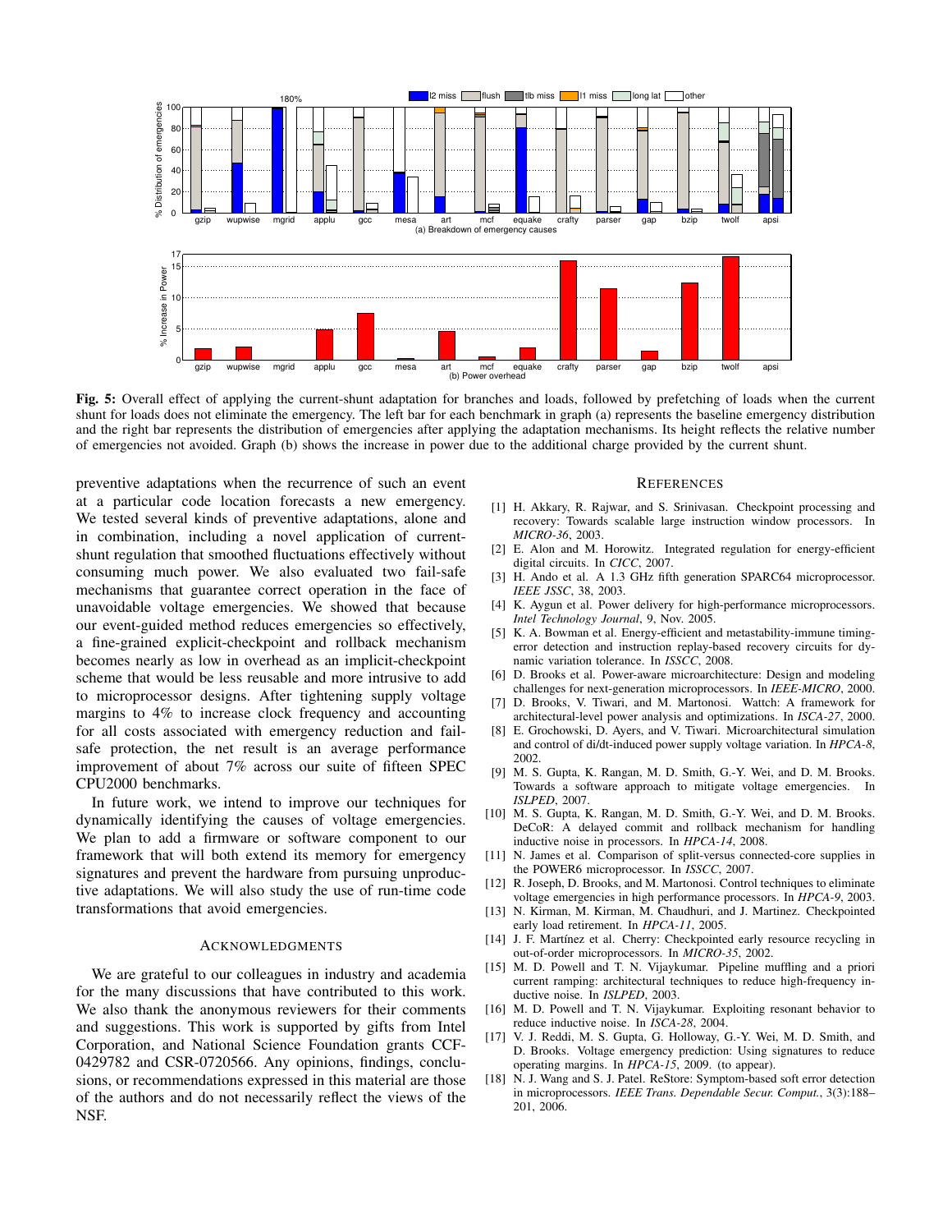l2 miss
flush
tlb miss
l1 miss
long lat
other

180%

% Distribution of emergencies

100
80
60
40
20
0

gzip wupwise mgrid applu gcc mesa art mcf equake crafty parser gap bzip twolf apsi

(a) Breakdown of emergency causes

% Increase in Power

17
15
10
5
0

gzip wupwise mgrid applu gcc mesa art mcf equake crafty parser gap bzip twolf apsi

(b) Power overhead

**Fig. 5:** Overall effect of applying the current-shunt adaptation for branches and loads, followed by prefetching of loads when the current shunt for loads does not eliminate the emergency. The left bar for each benchmark in graph (a) represents the baseline emergency distribution and the right bar represents the distribution of emergencies after applying the adaptation mechanisms. Its height reflects the relative number of emergencies not avoided. Graph (b) shows the increase in power due to the additional charge provided by the current shunt.

preventive adaptations when the recurrence of such an event at a particular code location forecasts a new emergency. We tested several kinds of preventive adaptations, alone and in combination, including a novel application of current-shunt regulation that smoothed fluctuations effectively without consuming much power. We also evaluated two fail-safe mechanisms that guarantee correct operation in the face of unavoidable voltage emergencies. We showed that because our event-guided method reduces emergencies so effectively, a fine-grained explicit-checkpoint and rollback mechanism becomes nearly as low in overhead as an implicit-checkpoint scheme that would be less reusable and more intrusive to add to microprocessor designs. After tightening supply voltage margins to 4% to increase clock frequency and accounting for all costs associated with emergency reduction and fail-safe protection, the net result is an average performance improvement of about 7% across our suite of fifteen SPEC CPU2000 benchmarks.

In future work, we intend to improve our techniques for dynamically identifying the causes of voltage emergencies. We plan to add a firmware or software component to our framework that will both extend its memory for emergency signatures and prevent the hardware from pursuing unproductive adaptations. We will also study the use of run-time code transformations that avoid emergencies.

## Acknowledgments

We are grateful to our colleagues in industry and academia for the many discussions that have contributed to this work. We also thank the anonymous reviewers for their comments and suggestions. This work is supported by gifts from Intel Corporation, and National Science Foundation grants CCF-0429782 and CSR-0720566. Any opinions, findings, conclusions, or recommendations expressed in this material are those of the authors and do not necessarily reflect the views of the NSF.

## References

[1] H. Akkary, R. Rajwar, and S. Srinivasan. Checkpoint processing and recovery: Towards scalable large instruction window processors. In *MICRO-36*, 2003.

[2] E. Alon and M. Horowitz. Integrated regulation for energy-efficient digital circuits. In *CICC*, 2007.

[3] H. Ando et al. A 1.3 GHz fifth generation SPARC64 microprocessor. *IEEE JSSC*, 38, 2003.

[4] K. Aygun et al. Power delivery for high-performance microprocessors. *Intel Technology Journal*, 9, Nov. 2005.

[5] K. A. Bowman et al. Energy-efficient and metastability-immune timing-error detection and instruction replay-based recovery circuits for dynamic variation tolerance. In *ISSCC*, 2008.

[6] D. Brooks et al. Power-aware microarchitecture: Design and modeling challenges for next-generation microprocessors. In *IEEE-MICRO*, 2000.

[7] D. Brooks, V. Tiwari, and M. Martonosi. Wattch: A framework for architectural-level power analysis and optimizations. In *ISCA-27*, 2000.

[8] E. Grochowski, D. Ayers, and V. Tiwari. Microarchitectural simulation and control of di/dt-induced power supply voltage variation. In *HPCA-8*, 2002.

[9] M. S. Gupta, K. Rangan, M. D. Smith, G.-Y. Wei, and D. M. Brooks. Towards a software approach to mitigate voltage emergencies. In *ISLPED*, 2007.

[10] M. S. Gupta, K. Rangan, M. D. Smith, G.-Y. Wei, and D. M. Brooks. DeCoR: A delayed commit and rollback mechanism for handling inductive noise in processors. In *HPCA-14*, 2008.

[11] N. James et al. Comparison of split-versus connected-core supplies in the POWER6 microprocessor. In *ISSCC*, 2007.

[12] R. Joseph, D. Brooks, and M. Martonosi. Control techniques to eliminate voltage emergencies in high performance processors. In *HPCA-9*, 2003.

[13] N. Kirman, M. Kirman, M. Chaudhuri, and J. Martinez. Checkpointed early load retirement. In *HPCA-11*, 2005.

[14] J. F. Martínez et al. Cherry: Checkpointed early resource recycling in out-of-order microprocessors. In *MICRO-35*, 2002.

[15] M. D. Powell and T. N. Vijaykumar. Pipeline muffling and a priori current ramping: architectural techniques to reduce high-frequency inductive noise. In *ISLPED*, 2003.

[16] M. D. Powell and T. N. Vijaykumar. Exploiting resonant behavior to reduce inductive noise. In *ISCA-28*, 2004.

[17] V. J. Reddi, M. S. Gupta, G. Holloway, G.-Y. Wei, M. D. Smith, and D. Brooks. Voltage emergency prediction: Using signatures to reduce operating margins. In *HPCA-15*, 2009. (to appear).

[18] N. J. Wang and S. J. Patel. ReStore: Symptom-based soft error detection in microprocessors. *IEEE Trans. Dependable Secur. Comput.*, 3(3):188–201, 2006.